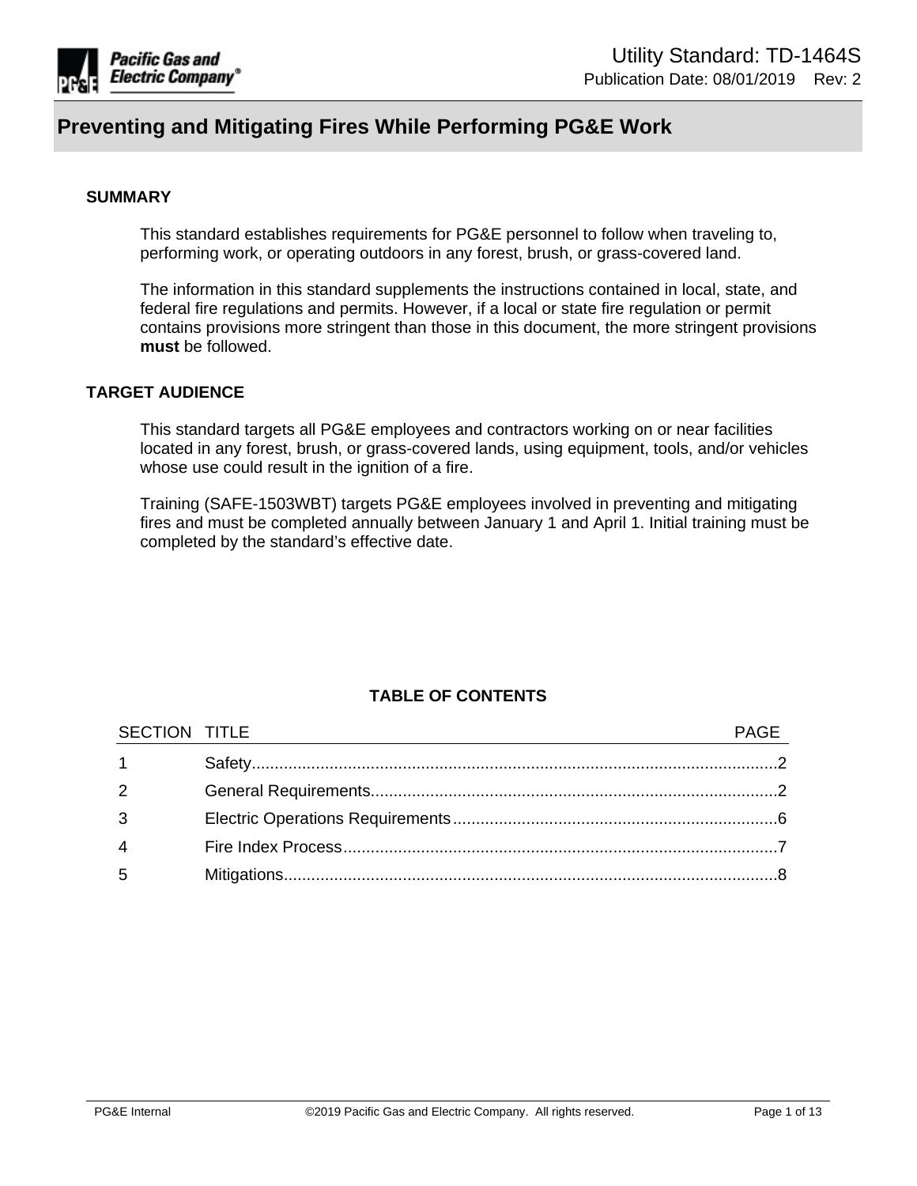Utility Standard: TD-1464S

Publication Date: 08/01/2019 Rev: 2

# Preventing and Mitigating Fires While Performing PG&E Work

## SUMMARY

This standard establishes requirements for PG&E personnel to follow when traveling to, performing work, or operating outdoors in any forest, brush, or grass-covered land.

The information in this standard supplements the instructions contained in local, state, and federal fire regulations and permits. However, if a local or state fire regulation or permit contains provisions more stringent than those in this document, the more stringent provisions **must** be followed.

## TARGET AUDIENCE

This standard targets all PG&E employees and contractors working on or near facilities located in any forest, brush, or grass-covered lands, using equipment, tools, and/or vehicles whose use could result in the ignition of a fire.

Training (SAFE-1503WBT) targets PG&E employees involved in preventing and mitigating fires and must be completed annually between January 1 and April 1. Initial training must be completed by the standard's effective date.

## TABLE OF CONTENTS

| SECTION | TITLE | PAGE |
|---|---|---|
| 1 | Safety | 2 |
| 2 | General Requirements | 2 |
| 3 | Electric Operations Requirements | 6 |
| 4 | Fire Index Process | 7 |
| 5 | Mitigations | 8 |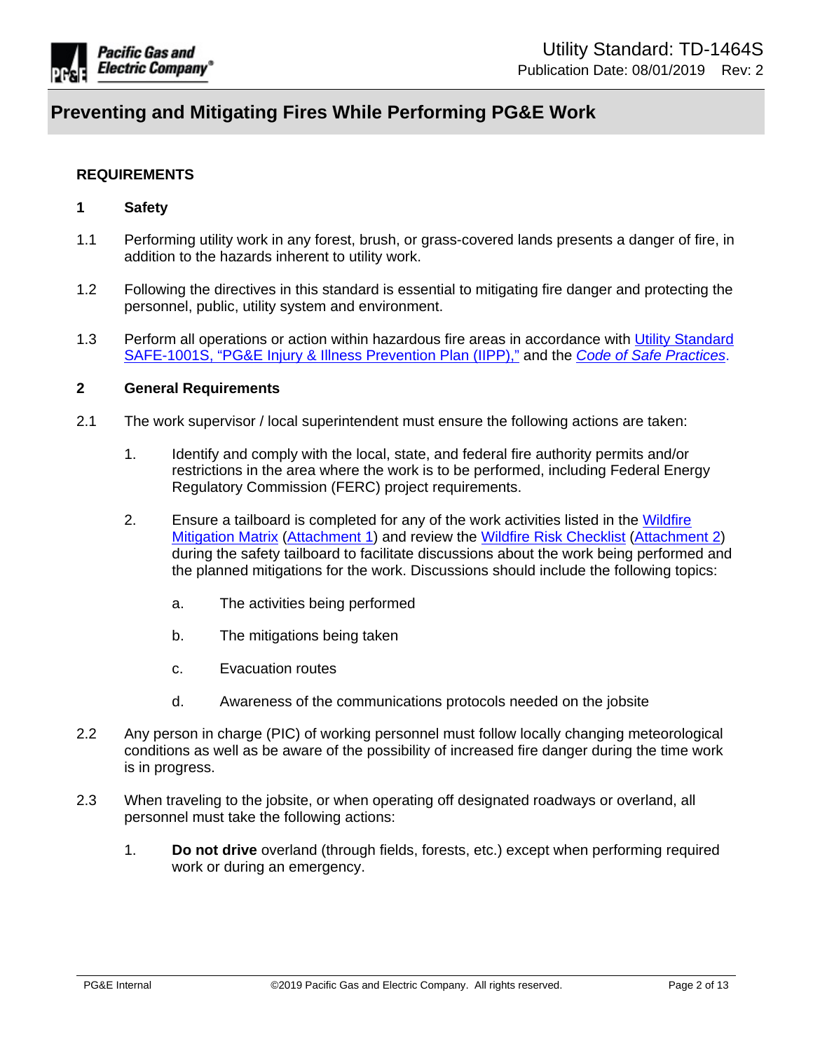## REQUIREMENTS

### 1 Safety

1.1 Performing utility work in any forest, brush, or grass-covered lands presents a danger of fire, in addition to the hazards inherent to utility work.

1.2 Following the directives in this standard is essential to mitigating fire danger and protecting the personnel, public, utility system and environment.

1.3 Perform all operations or action within hazardous fire areas in accordance with Utility Standard SAFE-1001S, "PG&E Injury & Illness Prevention Plan (IIPP)," and the *Code of Safe Practices*.

### 2 General Requirements

2.1 The work supervisor / local superintendent must ensure the following actions are taken:

1. Identify and comply with the local, state, and federal fire authority permits and/or restrictions in the area where the work is to be performed, including Federal Energy Regulatory Commission (FERC) project requirements.

2. Ensure a tailboard is completed for any of the work activities listed in the Wildfire Mitigation Matrix (Attachment 1) and review the Wildfire Risk Checklist (Attachment 2) during the safety tailboard to facilitate discussions about the work being performed and the planned mitigations for the work. Discussions should include the following topics:

   a. The activities being performed

   b. The mitigations being taken

   c. Evacuation routes

   d. Awareness of the communications protocols needed on the jobsite

2.2 Any person in charge (PIC) of working personnel must follow locally changing meteorological conditions as well as be aware of the possibility of increased fire danger during the time work is in progress.

2.3 When traveling to the jobsite, or when operating off designated roadways or overland, all personnel must take the following actions:

1. **Do not drive** overland (through fields, forests, etc.) except when performing required work or during an emergency.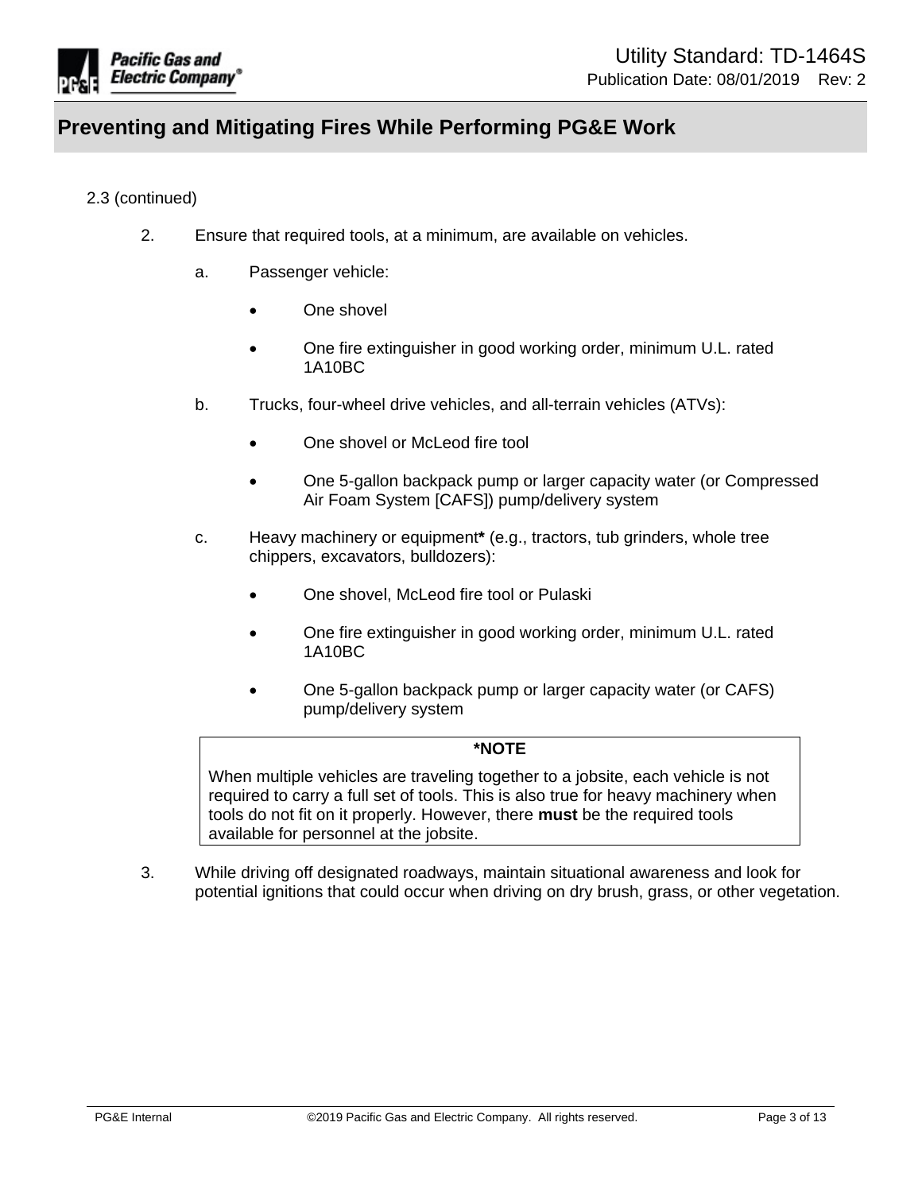2.3 (continued)

2. Ensure that required tools, at a minimum, are available on vehicles.

   a. Passenger vehicle:

      - One shovel
      - One fire extinguisher in good working order, minimum U.L. rated 1A10BC

   b. Trucks, four-wheel drive vehicles, and all-terrain vehicles (ATVs):

      - One shovel or McLeod fire tool
      - One 5-gallon backpack pump or larger capacity water (or Compressed Air Foam System [CAFS]) pump/delivery system

   c. Heavy machinery or equipment**\*** (e.g., tractors, tub grinders, whole tree chippers, excavators, bulldozers):

      - One shovel, McLeod fire tool or Pulaski
      - One fire extinguisher in good working order, minimum U.L. rated 1A10BC
      - One 5-gallon backpack pump or larger capacity water (or CAFS) pump/delivery system

> **\*NOTE**
>
> When multiple vehicles are traveling together to a jobsite, each vehicle is not required to carry a full set of tools. This is also true for heavy machinery when tools do not fit on it properly. However, there **must** be the required tools available for personnel at the jobsite.

3. While driving off designated roadways, maintain situational awareness and look for potential ignitions that could occur when driving on dry brush, grass, or other vegetation.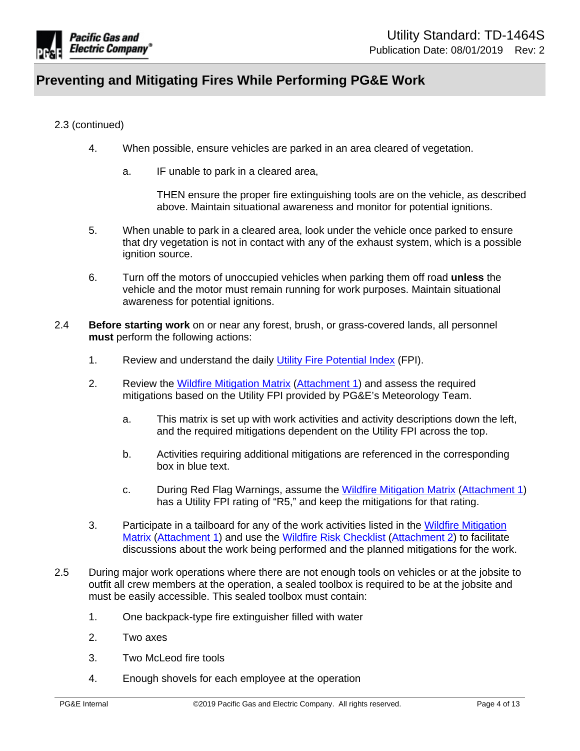2.3 (continued)

4. When possible, ensure vehicles are parked in an area cleared of vegetation.

   a. IF unable to park in a cleared area,

      THEN ensure the proper fire extinguishing tools are on the vehicle, as described above. Maintain situational awareness and monitor for potential ignitions.

5. When unable to park in a cleared area, look under the vehicle once parked to ensure that dry vegetation is not in contact with any of the exhaust system, which is a possible ignition source.

6. Turn off the motors of unoccupied vehicles when parking them off road **unless** the vehicle and the motor must remain running for work purposes. Maintain situational awareness for potential ignitions.

2.4 **Before starting work** on or near any forest, brush, or grass-covered lands, all personnel **must** perform the following actions:

1. Review and understand the daily Utility Fire Potential Index (FPI).

2. Review the Wildfire Mitigation Matrix (Attachment 1) and assess the required mitigations based on the Utility FPI provided by PG&E's Meteorology Team.

   a. This matrix is set up with work activities and activity descriptions down the left, and the required mitigations dependent on the Utility FPI across the top.

   b. Activities requiring additional mitigations are referenced in the corresponding box in blue text.

   c. During Red Flag Warnings, assume the Wildfire Mitigation Matrix (Attachment 1) has a Utility FPI rating of "R5," and keep the mitigations for that rating.

3. Participate in a tailboard for any of the work activities listed in the Wildfire Mitigation Matrix (Attachment 1) and use the Wildfire Risk Checklist (Attachment 2) to facilitate discussions about the work being performed and the planned mitigations for the work.

2.5 During major work operations where there are not enough tools on vehicles or at the jobsite to outfit all crew members at the operation, a sealed toolbox is required to be at the jobsite and must be easily accessible. This sealed toolbox must contain:

1. One backpack-type fire extinguisher filled with water

2. Two axes

3. Two McLeod fire tools

4. Enough shovels for each employee at the operation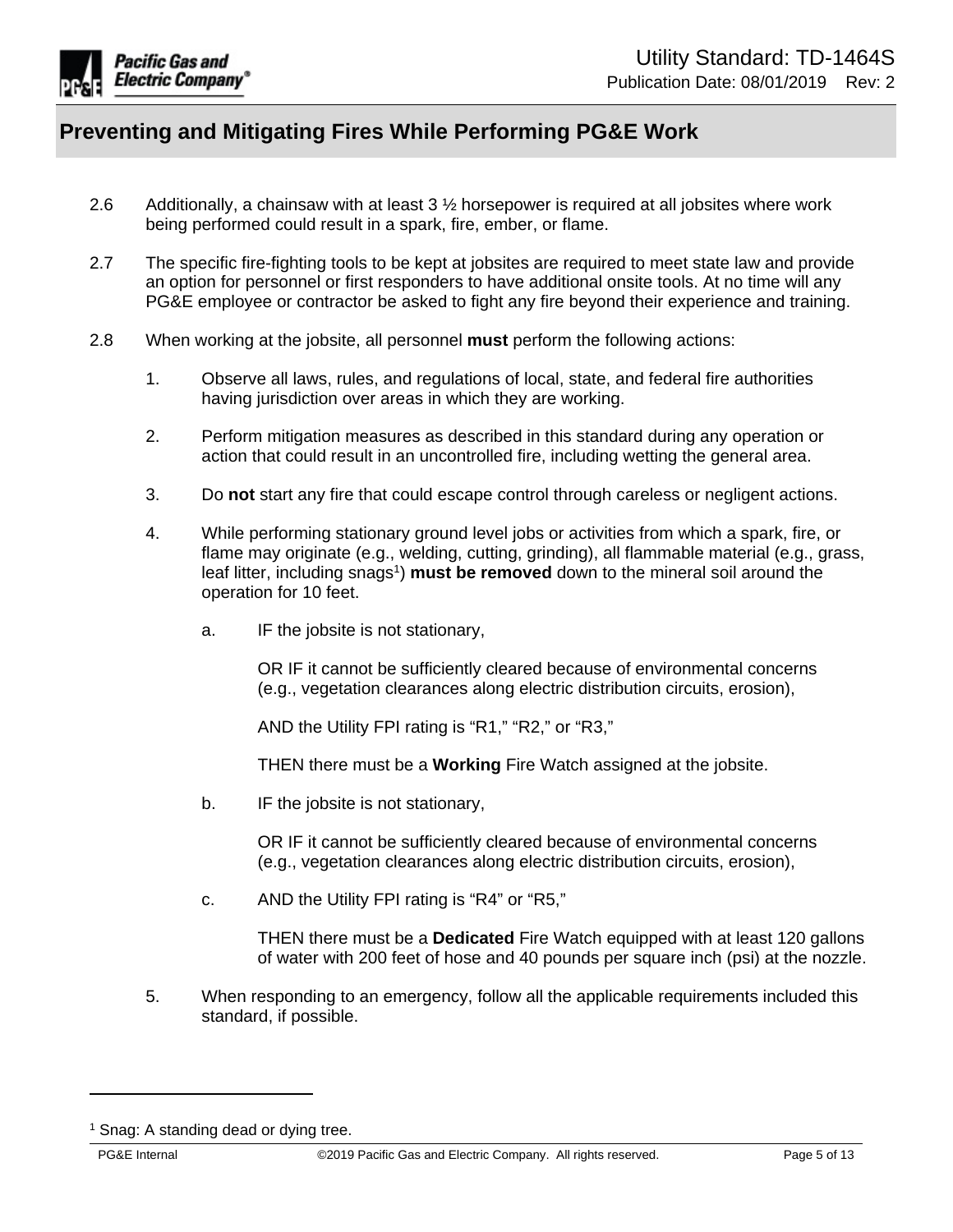2.6 Additionally, a chainsaw with at least 3 ½ horsepower is required at all jobsites where work being performed could result in a spark, fire, ember, or flame.

2.7 The specific fire-fighting tools to be kept at jobsites are required to meet state law and provide an option for personnel or first responders to have additional onsite tools. At no time will any PG&E employee or contractor be asked to fight any fire beyond their experience and training.

2.8 When working at the jobsite, all personnel **must** perform the following actions:

1. Observe all laws, rules, and regulations of local, state, and federal fire authorities having jurisdiction over areas in which they are working.

2. Perform mitigation measures as described in this standard during any operation or action that could result in an uncontrolled fire, including wetting the general area.

3. Do **not** start any fire that could escape control through careless or negligent actions.

4. While performing stationary ground level jobs or activities from which a spark, fire, or flame may originate (e.g., welding, cutting, grinding), all flammable material (e.g., grass, leaf litter, including snags[1]) **must be removed** down to the mineral soil around the operation for 10 feet.

   a. IF the jobsite is not stationary,

      OR IF it cannot be sufficiently cleared because of environmental concerns (e.g., vegetation clearances along electric distribution circuits, erosion),

      AND the Utility FPI rating is “R1,” “R2,” or “R3,”

      THEN there must be a **Working** Fire Watch assigned at the jobsite.

   b. IF the jobsite is not stationary,

      OR IF it cannot be sufficiently cleared because of environmental concerns (e.g., vegetation clearances along electric distribution circuits, erosion),

   c. AND the Utility FPI rating is “R4” or “R5,”

      THEN there must be a **Dedicated** Fire Watch equipped with at least 120 gallons of water with 200 feet of hose and 40 pounds per square inch (psi) at the nozzle.

5. When responding to an emergency, follow all the applicable requirements included this standard, if possible.

---

[1] Snag: A standing dead or dying tree.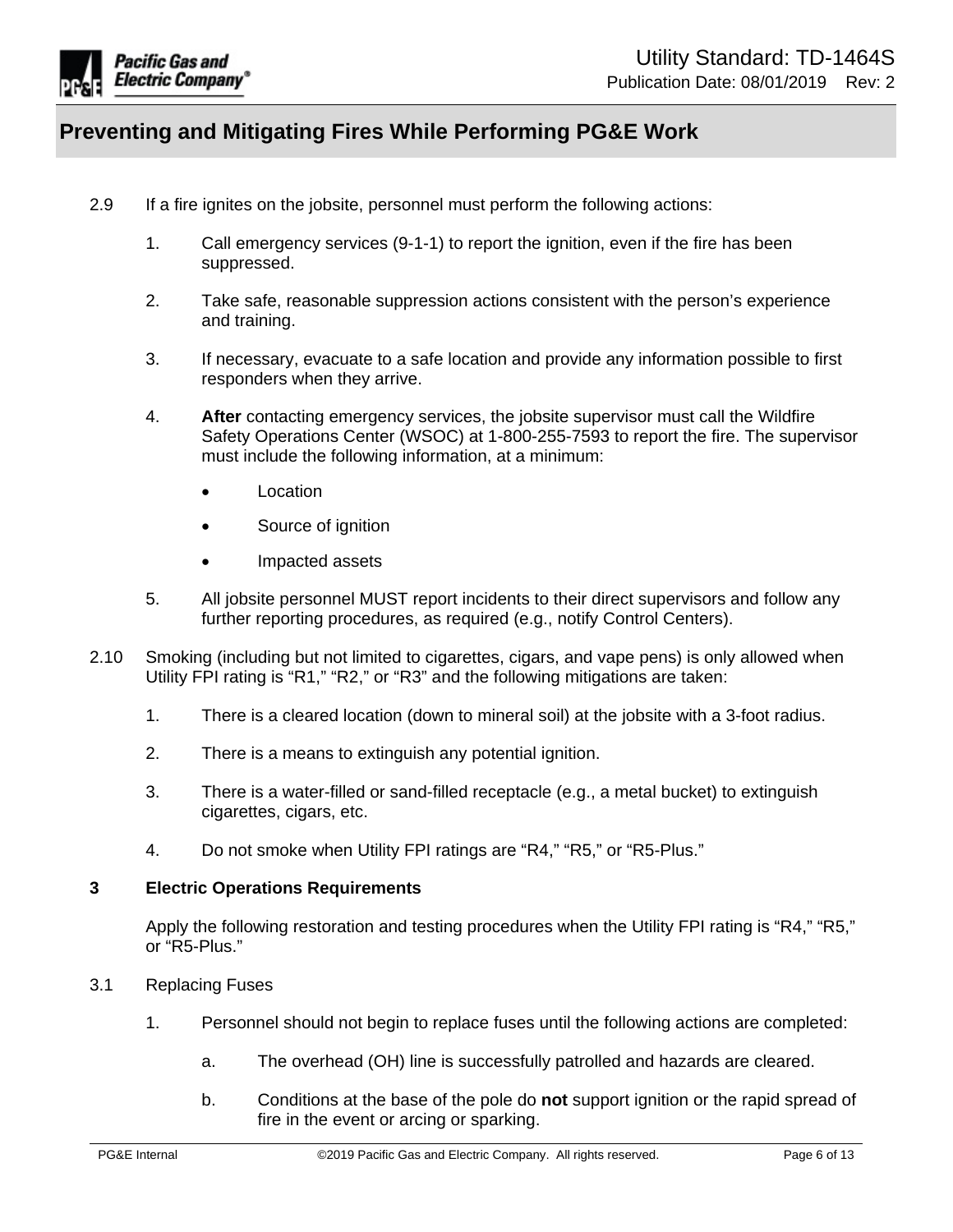2.9 If a fire ignites on the jobsite, personnel must perform the following actions:

1. Call emergency services (9-1-1) to report the ignition, even if the fire has been suppressed.

2. Take safe, reasonable suppression actions consistent with the person's experience and training.

3. If necessary, evacuate to a safe location and provide any information possible to first responders when they arrive.

4. **After** contacting emergency services, the jobsite supervisor must call the Wildfire Safety Operations Center (WSOC) at 1-800-255-7593 to report the fire. The supervisor must include the following information, at a minimum:

   - Location
   - Source of ignition
   - Impacted assets

5. All jobsite personnel MUST report incidents to their direct supervisors and follow any further reporting procedures, as required (e.g., notify Control Centers).

2.10 Smoking (including but not limited to cigarettes, cigars, and vape pens) is only allowed when Utility FPI rating is "R1," "R2," or "R3" and the following mitigations are taken:

1. There is a cleared location (down to mineral soil) at the jobsite with a 3-foot radius.

2. There is a means to extinguish any potential ignition.

3. There is a water-filled or sand-filled receptacle (e.g., a metal bucket) to extinguish cigarettes, cigars, etc.

4. Do not smoke when Utility FPI ratings are "R4," "R5," or "R5-Plus."

## 3 Electric Operations Requirements

Apply the following restoration and testing procedures when the Utility FPI rating is "R4," "R5," or "R5-Plus."

3.1 Replacing Fuses

1. Personnel should not begin to replace fuses until the following actions are completed:

   a. The overhead (OH) line is successfully patrolled and hazards are cleared.

   b. Conditions at the base of the pole do **not** support ignition or the rapid spread of fire in the event or arcing or sparking.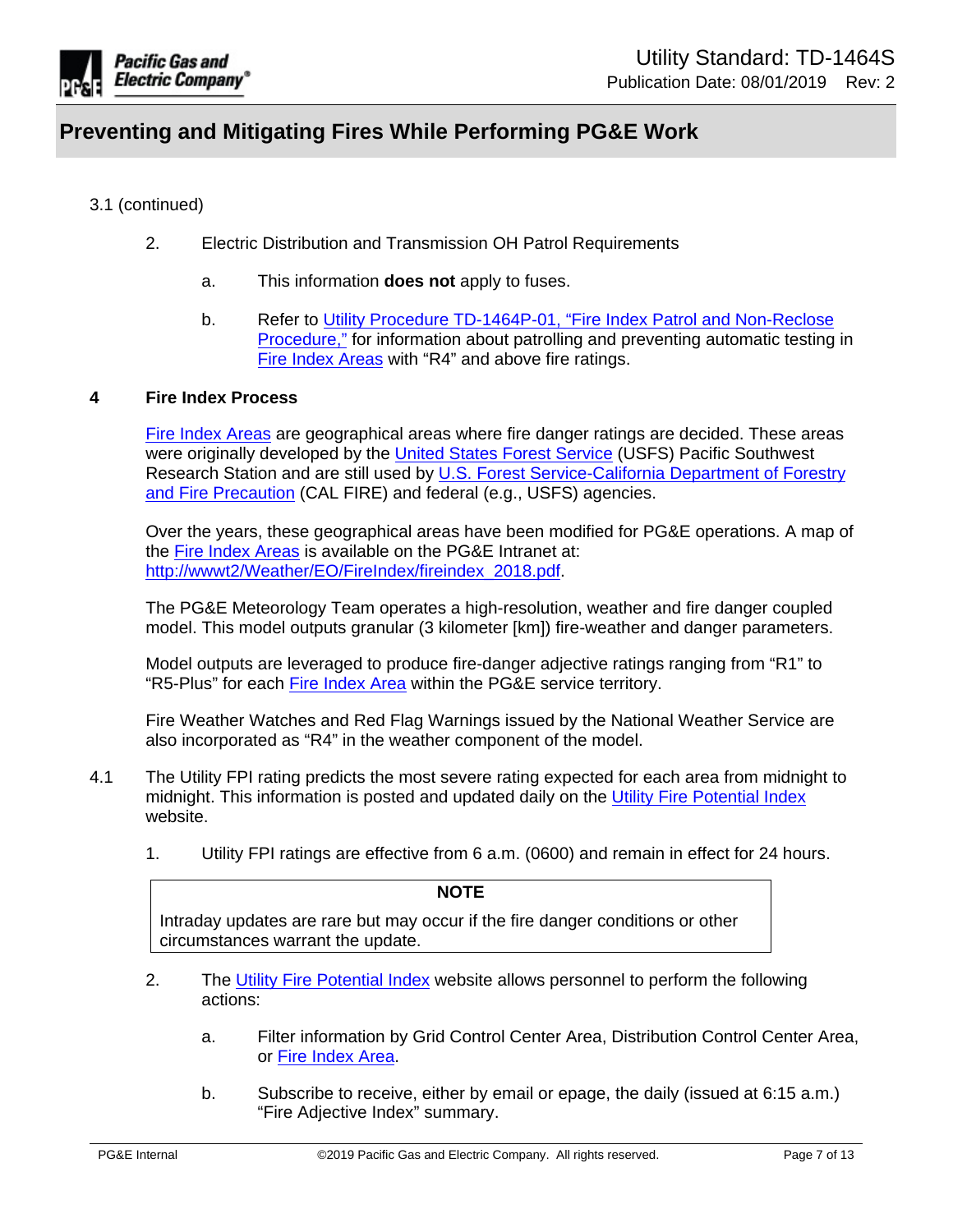3.1 (continued)

2. Electric Distribution and Transmission OH Patrol Requirements

   a. This information **does not** apply to fuses.

   b. Refer to Utility Procedure TD-1464P-01, "Fire Index Patrol and Non-Reclose Procedure," for information about patrolling and preventing automatic testing in Fire Index Areas with "R4" and above fire ratings.

## 4 Fire Index Process

Fire Index Areas are geographical areas where fire danger ratings are decided. These areas were originally developed by the United States Forest Service (USFS) Pacific Southwest Research Station and are still used by U.S. Forest Service-California Department of Forestry and Fire Precaution (CAL FIRE) and federal (e.g., USFS) agencies.

Over the years, these geographical areas have been modified for PG&E operations. A map of the Fire Index Areas is available on the PG&E Intranet at: http://wwwt2/Weather/EO/FireIndex/fireindex_2018.pdf.

The PG&E Meteorology Team operates a high-resolution, weather and fire danger coupled model. This model outputs granular (3 kilometer [km]) fire-weather and danger parameters.

Model outputs are leveraged to produce fire-danger adjective ratings ranging from "R1" to "R5-Plus" for each Fire Index Area within the PG&E service territory.

Fire Weather Watches and Red Flag Warnings issued by the National Weather Service are also incorporated as "R4" in the weather component of the model.

4.1 The Utility FPI rating predicts the most severe rating expected for each area from midnight to midnight. This information is posted and updated daily on the Utility Fire Potential Index website.

1. Utility FPI ratings are effective from 6 a.m. (0600) and remain in effect for 24 hours.

> **NOTE**
>
> Intraday updates are rare but may occur if the fire danger conditions or other circumstances warrant the update.

2. The Utility Fire Potential Index website allows personnel to perform the following actions:

   a. Filter information by Grid Control Center Area, Distribution Control Center Area, or Fire Index Area.

   b. Subscribe to receive, either by email or epage, the daily (issued at 6:15 a.m.) "Fire Adjective Index" summary.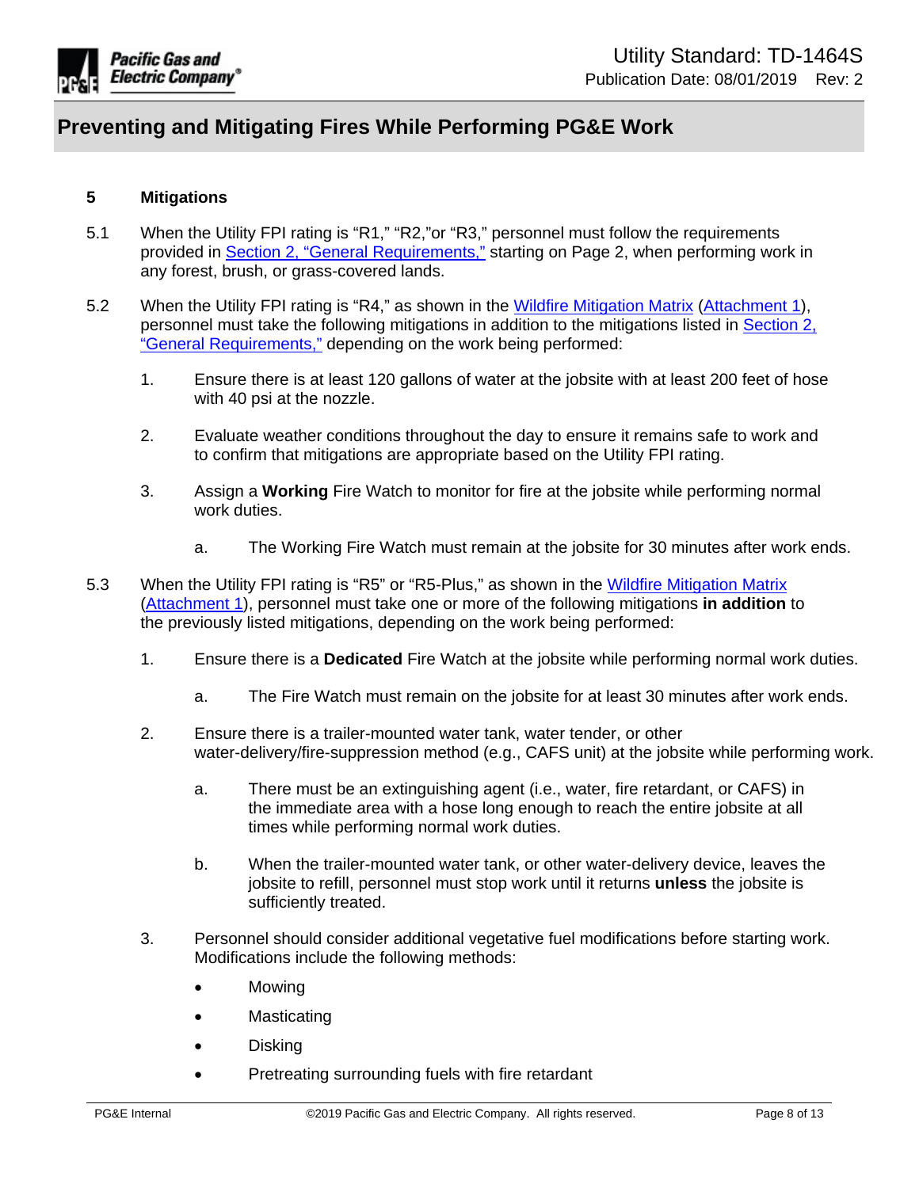## 5 Mitigations

5.1 When the Utility FPI rating is "R1," "R2,"or "R3," personnel must follow the requirements provided in Section 2, "General Requirements," starting on Page 2, when performing work in any forest, brush, or grass-covered lands.

5.2 When the Utility FPI rating is "R4," as shown in the Wildfire Mitigation Matrix (Attachment 1), personnel must take the following mitigations in addition to the mitigations listed in Section 2, "General Requirements," depending on the work being performed:

1. Ensure there is at least 120 gallons of water at the jobsite with at least 200 feet of hose with 40 psi at the nozzle.

2. Evaluate weather conditions throughout the day to ensure it remains safe to work and to confirm that mitigations are appropriate based on the Utility FPI rating.

3. Assign a **Working** Fire Watch to monitor for fire at the jobsite while performing normal work duties.

    a. The Working Fire Watch must remain at the jobsite for 30 minutes after work ends.

5.3 When the Utility FPI rating is "R5" or "R5-Plus," as shown in the Wildfire Mitigation Matrix (Attachment 1), personnel must take one or more of the following mitigations **in addition** to the previously listed mitigations, depending on the work being performed:

1. Ensure there is a **Dedicated** Fire Watch at the jobsite while performing normal work duties.

    a. The Fire Watch must remain on the jobsite for at least 30 minutes after work ends.

2. Ensure there is a trailer-mounted water tank, water tender, or other water-delivery/fire-suppression method (e.g., CAFS unit) at the jobsite while performing work.

    a. There must be an extinguishing agent (i.e., water, fire retardant, or CAFS) in the immediate area with a hose long enough to reach the entire jobsite at all times while performing normal work duties.

    b. When the trailer-mounted water tank, or other water-delivery device, leaves the jobsite to refill, personnel must stop work until it returns **unless** the jobsite is sufficiently treated.

3. Personnel should consider additional vegetative fuel modifications before starting work. Modifications include the following methods:

    - Mowing
    - Masticating
    - Disking
    - Pretreating surrounding fuels with fire retardant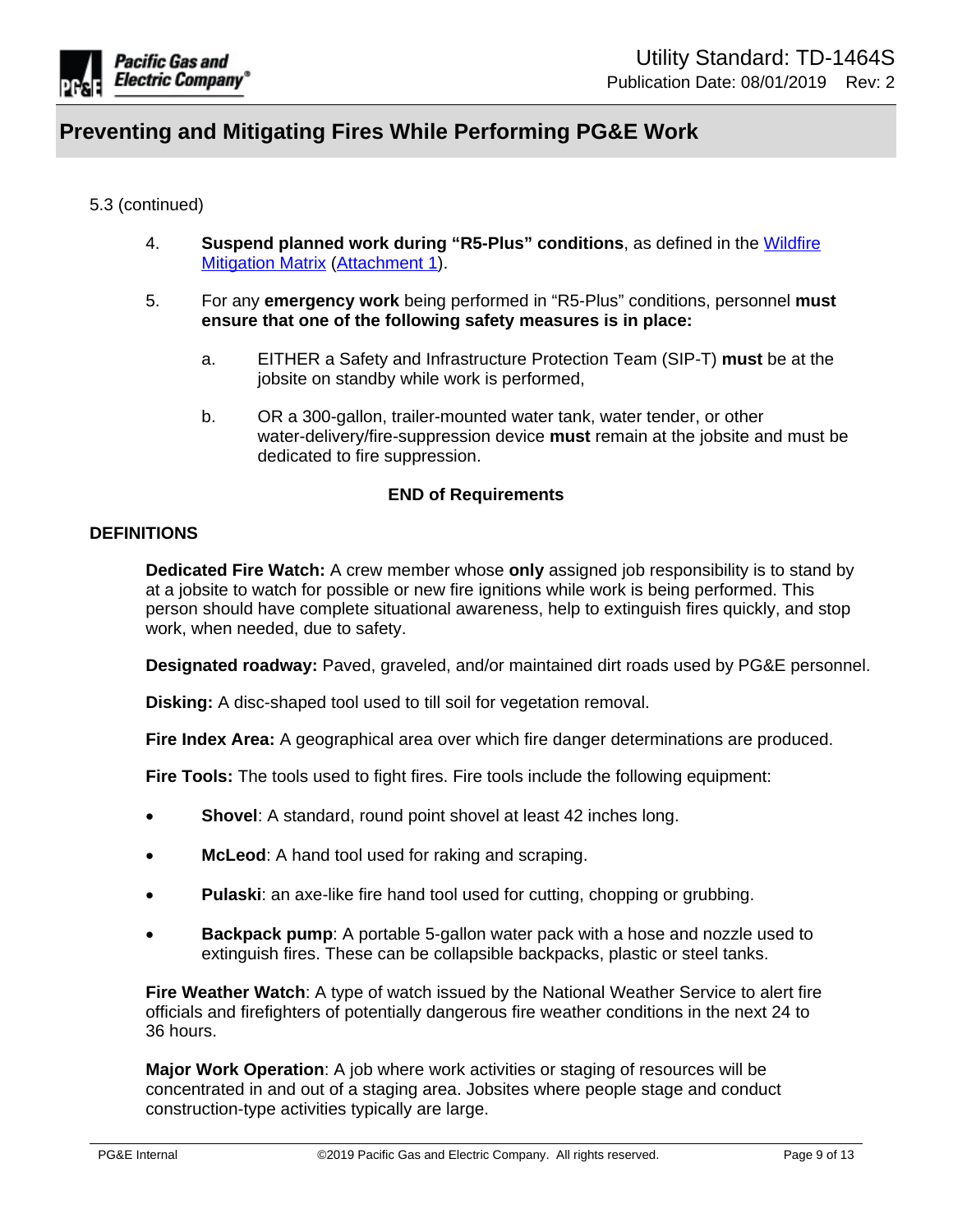5.3 (continued)

4. **Suspend planned work during "R5-Plus" conditions**, as defined in the Wildfire Mitigation Matrix (Attachment 1).

5. For any **emergency work** being performed in "R5-Plus" conditions, personnel **must ensure that one of the following safety measures is in place:**

   a. EITHER a Safety and Infrastructure Protection Team (SIP-T) **must** be at the jobsite on standby while work is performed,

   b. OR a 300-gallon, trailer-mounted water tank, water tender, or other water-delivery/fire-suppression device **must** remain at the jobsite and must be dedicated to fire suppression.

**END of Requirements**

## DEFINITIONS

**Dedicated Fire Watch:** A crew member whose **only** assigned job responsibility is to stand by at a jobsite to watch for possible or new fire ignitions while work is being performed. This person should have complete situational awareness, help to extinguish fires quickly, and stop work, when needed, due to safety.

**Designated roadway:** Paved, graveled, and/or maintained dirt roads used by PG&E personnel.

**Disking:** A disc-shaped tool used to till soil for vegetation removal.

**Fire Index Area:** A geographical area over which fire danger determinations are produced.

**Fire Tools:** The tools used to fight fires. Fire tools include the following equipment:

- **Shovel**: A standard, round point shovel at least 42 inches long.
- **McLeod**: A hand tool used for raking and scraping.
- **Pulaski**: an axe-like fire hand tool used for cutting, chopping or grubbing.
- **Backpack pump**: A portable 5-gallon water pack with a hose and nozzle used to extinguish fires. These can be collapsible backpacks, plastic or steel tanks.

**Fire Weather Watch**: A type of watch issued by the National Weather Service to alert fire officials and firefighters of potentially dangerous fire weather conditions in the next 24 to 36 hours.

**Major Work Operation**: A job where work activities or staging of resources will be concentrated in and out of a staging area. Jobsites where people stage and conduct construction-type activities typically are large.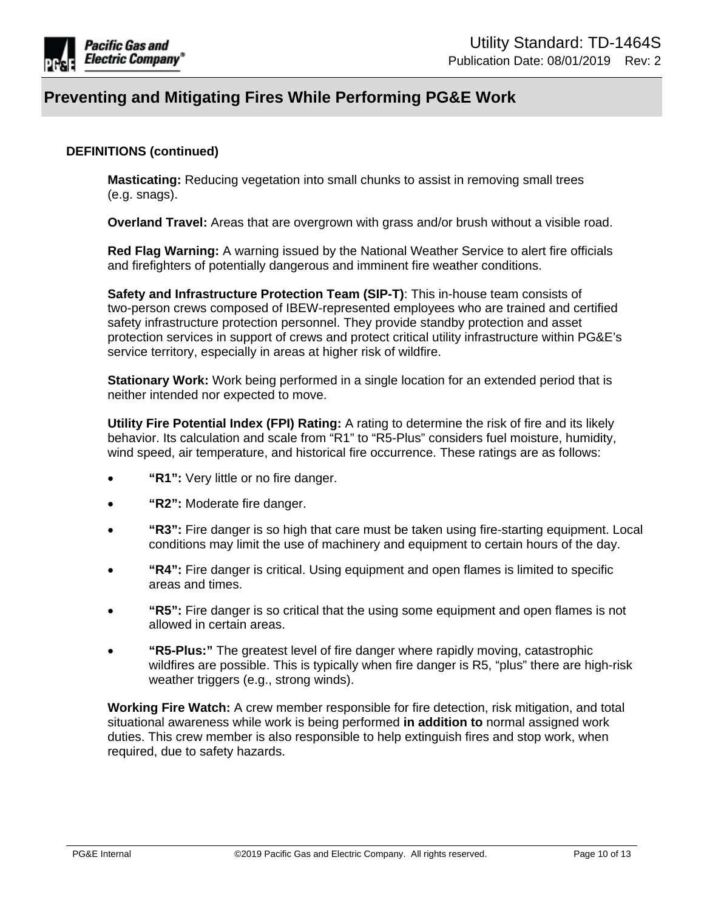### DEFINITIONS (continued)

**Masticating:** Reducing vegetation into small chunks to assist in removing small trees (e.g. snags).

**Overland Travel:** Areas that are overgrown with grass and/or brush without a visible road.

**Red Flag Warning:** A warning issued by the National Weather Service to alert fire officials and firefighters of potentially dangerous and imminent fire weather conditions.

**Safety and Infrastructure Protection Team (SIP-T)**: This in-house team consists of two-person crews composed of IBEW-represented employees who are trained and certified safety infrastructure protection personnel. They provide standby protection and asset protection services in support of crews and protect critical utility infrastructure within PG&E's service territory, especially in areas at higher risk of wildfire.

**Stationary Work:** Work being performed in a single location for an extended period that is neither intended nor expected to move.

**Utility Fire Potential Index (FPI) Rating:** A rating to determine the risk of fire and its likely behavior. Its calculation and scale from "R1" to "R5-Plus" considers fuel moisture, humidity, wind speed, air temperature, and historical fire occurrence. These ratings are as follows:

- **"R1":** Very little or no fire danger.
- **"R2":** Moderate fire danger.
- **"R3":** Fire danger is so high that care must be taken using fire-starting equipment. Local conditions may limit the use of machinery and equipment to certain hours of the day.
- **"R4":** Fire danger is critical. Using equipment and open flames is limited to specific areas and times.
- **"R5":** Fire danger is so critical that the using some equipment and open flames is not allowed in certain areas.
- **"R5-Plus:"** The greatest level of fire danger where rapidly moving, catastrophic wildfires are possible. This is typically when fire danger is R5, "plus" there are high-risk weather triggers (e.g., strong winds).

**Working Fire Watch:** A crew member responsible for fire detection, risk mitigation, and total situational awareness while work is being performed **in addition to** normal assigned work duties. This crew member is also responsible to help extinguish fires and stop work, when required, due to safety hazards.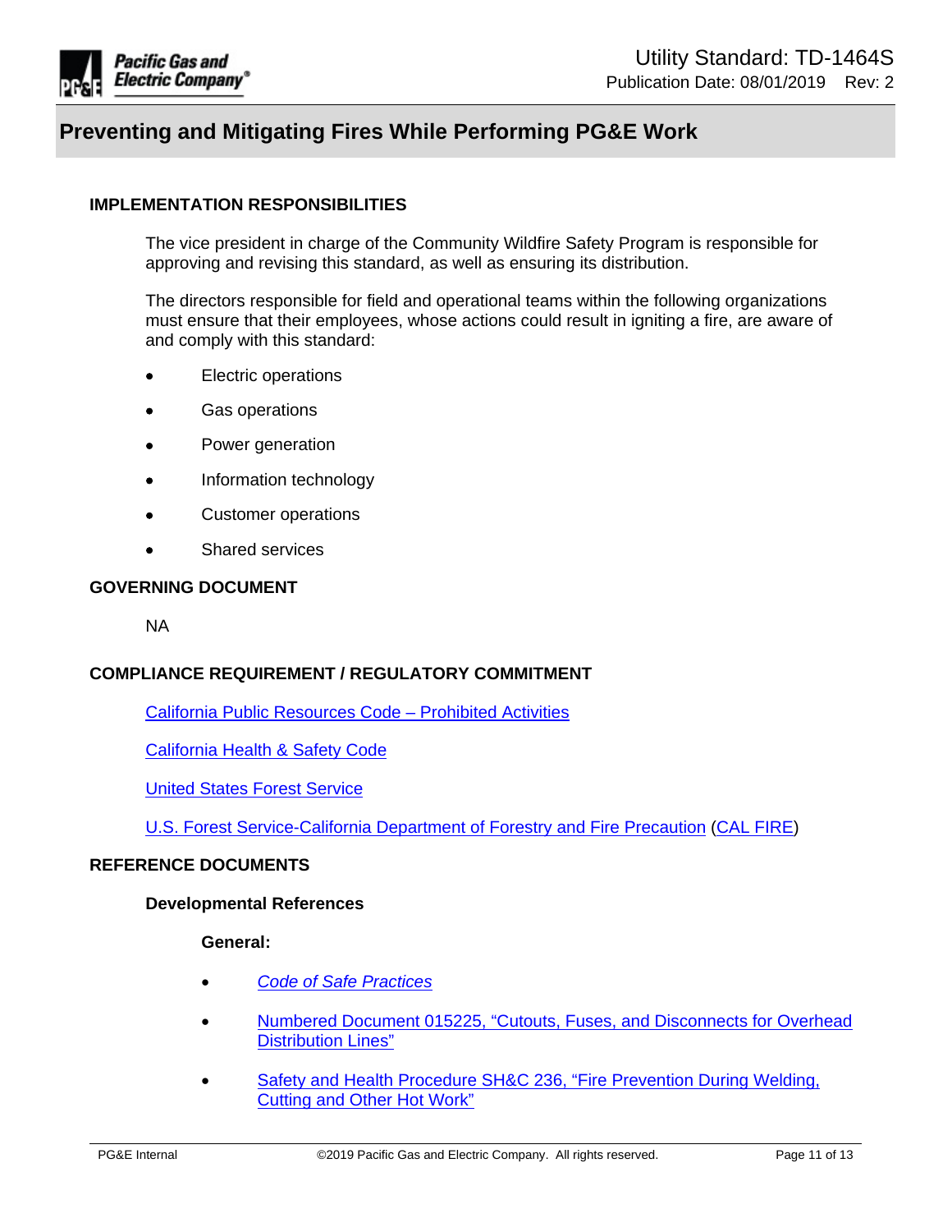## IMPLEMENTATION RESPONSIBILITIES

The vice president in charge of the Community Wildfire Safety Program is responsible for approving and revising this standard, as well as ensuring its distribution.

The directors responsible for field and operational teams within the following organizations must ensure that their employees, whose actions could result in igniting a fire, are aware of and comply with this standard:

- Electric operations
- Gas operations
- Power generation
- Information technology
- Customer operations
- Shared services

## GOVERNING DOCUMENT

NA

## COMPLIANCE REQUIREMENT / REGULATORY COMMITMENT

California Public Resources Code – Prohibited Activities

California Health & Safety Code

United States Forest Service

U.S. Forest Service-California Department of Forestry and Fire Precaution (CAL FIRE)

## REFERENCE DOCUMENTS

### Developmental References

#### General:

- *Code of Safe Practices*
- Numbered Document 015225, "Cutouts, Fuses, and Disconnects for Overhead Distribution Lines"
- Safety and Health Procedure SH&C 236, "Fire Prevention During Welding, Cutting and Other Hot Work"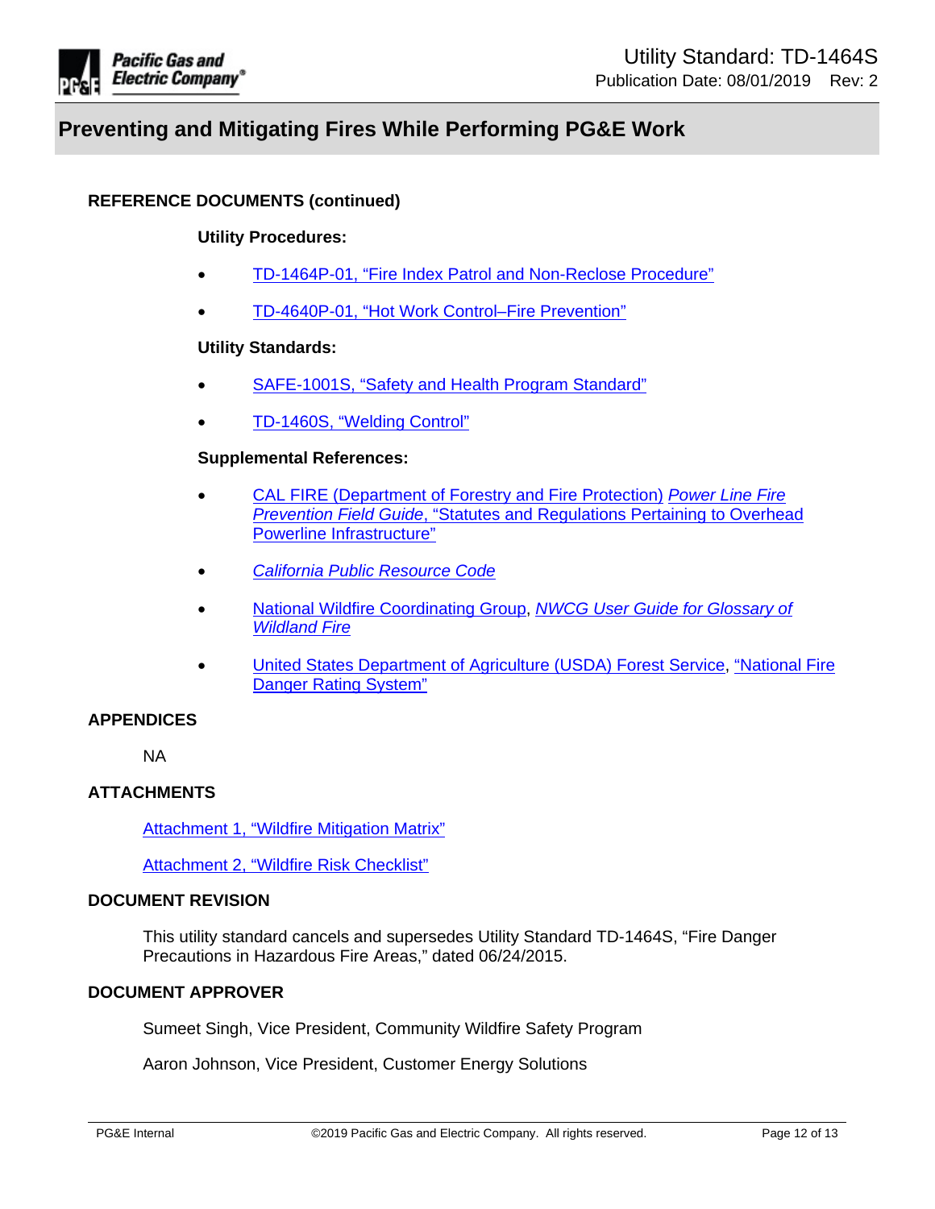## REFERENCE DOCUMENTS (continued)

**Utility Procedures:**

- TD-1464P-01, "Fire Index Patrol and Non-Reclose Procedure"
- TD-4640P-01, "Hot Work Control–Fire Prevention"

**Utility Standards:**

- SAFE-1001S, "Safety and Health Program Standard"
- TD-1460S, "Welding Control"

**Supplemental References:**

- CAL FIRE (Department of Forestry and Fire Protection) *Power Line Fire Prevention Field Guide*, "Statutes and Regulations Pertaining to Overhead Powerline Infrastructure"
- *California Public Resource Code*
- National Wildfire Coordinating Group, *NWCG User Guide for Glossary of Wildland Fire*
- United States Department of Agriculture (USDA) Forest Service, "National Fire Danger Rating System"

## APPENDICES

NA

## ATTACHMENTS

Attachment 1, "Wildfire Mitigation Matrix"

Attachment 2, "Wildfire Risk Checklist"

## DOCUMENT REVISION

This utility standard cancels and supersedes Utility Standard TD-1464S, "Fire Danger Precautions in Hazardous Fire Areas," dated 06/24/2015.

## DOCUMENT APPROVER

Sumeet Singh, Vice President, Community Wildfire Safety Program

Aaron Johnson, Vice President, Customer Energy Solutions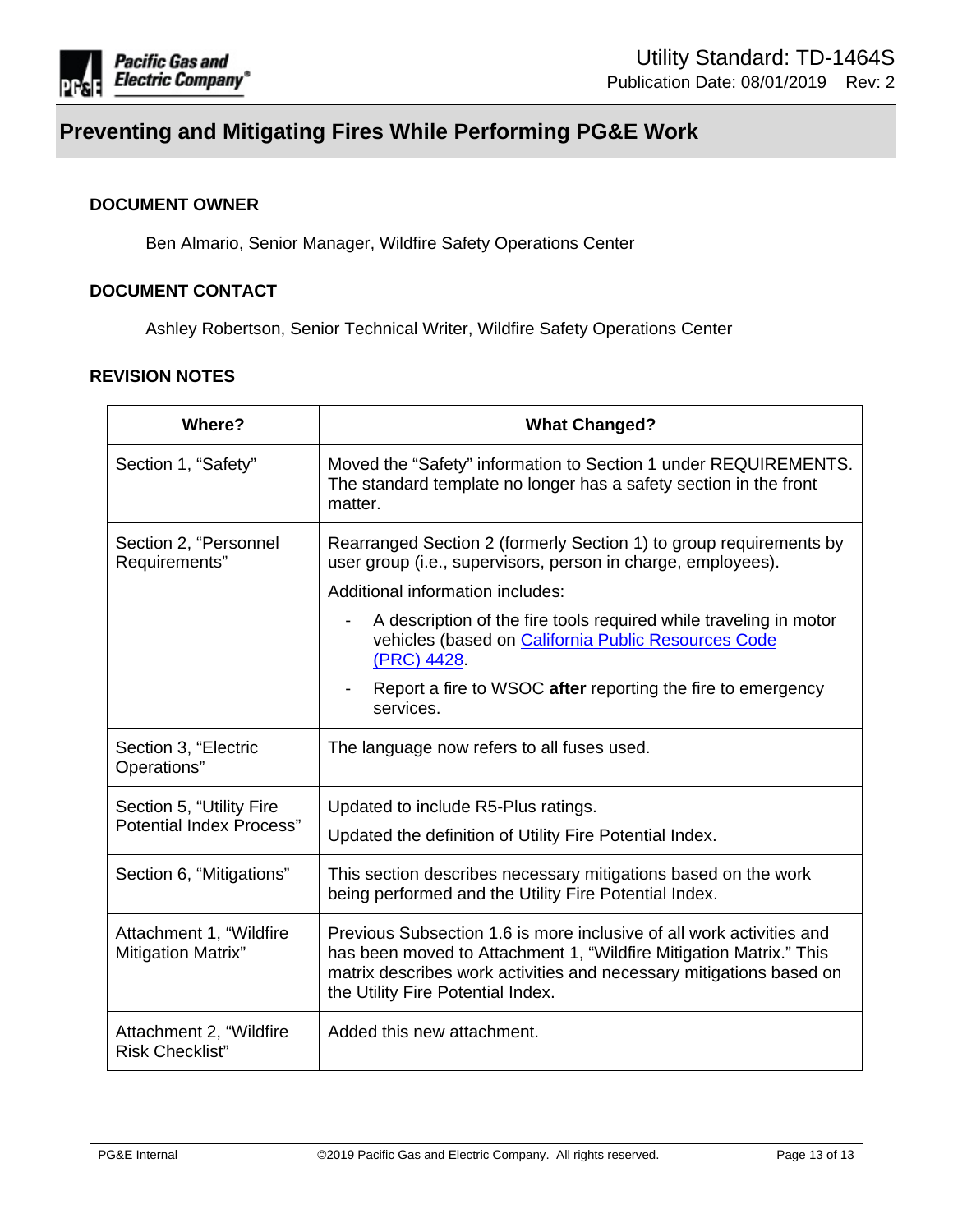## DOCUMENT OWNER

Ben Almario, Senior Manager, Wildfire Safety Operations Center

## DOCUMENT CONTACT

Ashley Robertson, Senior Technical Writer, Wildfire Safety Operations Center

## REVISION NOTES

| Where? | What Changed? |
|---|---|
| Section 1, "Safety" | Moved the "Safety" information to Section 1 under REQUIREMENTS. The standard template no longer has a safety section in the front matter. |
| Section 2, "Personnel Requirements" | Rearranged Section 2 (formerly Section 1) to group requirements by user group (i.e., supervisors, person in charge, employees).<br><br>Additional information includes:<br>- A description of the fire tools required while traveling in motor vehicles (based on California Public Resources Code (PRC) 4428.<br>- Report a fire to WSOC **after** reporting the fire to emergency services. |
| Section 3, "Electric Operations" | The language now refers to all fuses used. |
| Section 5, "Utility Fire Potential Index Process" | Updated to include R5-Plus ratings.<br><br>Updated the definition of Utility Fire Potential Index. |
| Section 6, "Mitigations" | This section describes necessary mitigations based on the work being performed and the Utility Fire Potential Index. |
| Attachment 1, "Wildfire Mitigation Matrix" | Previous Subsection 1.6 is more inclusive of all work activities and has been moved to Attachment 1, "Wildfire Mitigation Matrix." This matrix describes work activities and necessary mitigations based on the Utility Fire Potential Index. |
| Attachment 2, "Wildfire Risk Checklist" | Added this new attachment. |